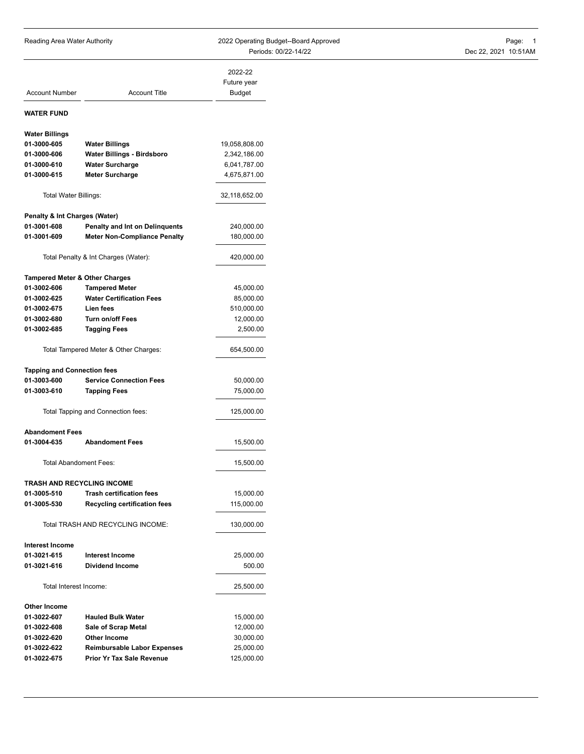| Account Number | Account Title | 2022-22 Future year Budget |
|---|---|---|
| **WATER FUND** | | |
| **Water Billings** | | |
| **01-3000-605** | **Water Billings** | 19,058,808.00 |
| **01-3000-606** | **Water Billings - Birdsboro** | 2,342,186.00 |
| **01-3000-610** | **Water Surcharge** | 6,041,787.00 |
| **01-3000-615** | **Meter Surcharge** | 4,675,871.00 |
| Total Water Billings: | | 32,118,652.00 |
| **Penalty & Int Charges (Water)** | | |
| **01-3001-608** | **Penalty and Int on Delinquents** | 240,000.00 |
| **01-3001-609** | **Meter Non-Compliance Penalty** | 180,000.00 |
| Total Penalty & Int Charges (Water): | | 420,000.00 |
| **Tampered Meter & Other Charges** | | |
| **01-3002-606** | **Tampered Meter** | 45,000.00 |
| **01-3002-625** | **Water Certification Fees** | 85,000.00 |
| **01-3002-675** | **Lien fees** | 510,000.00 |
| **01-3002-680** | **Turn on/off Fees** | 12,000.00 |
| **01-3002-685** | **Tagging Fees** | 2,500.00 |
| Total Tampered Meter & Other Charges: | | 654,500.00 |
| **Tapping and Connection fees** | | |
| **01-3003-600** | **Service Connection Fees** | 50,000.00 |
| **01-3003-610** | **Tapping Fees** | 75,000.00 |
| Total Tapping and Connection fees: | | 125,000.00 |
| **Abandoment Fees** | | |
| **01-3004-635** | **Abandoment Fees** | 15,500.00 |
| Total Abandoment Fees: | | 15,500.00 |
| **TRASH AND RECYCLING INCOME** | | |
| **01-3005-510** | **Trash certification fees** | 15,000.00 |
| **01-3005-530** | **Recycling certification fees** | 115,000.00 |
| Total TRASH AND RECYCLING INCOME: | | 130,000.00 |
| **Interest Income** | | |
| **01-3021-615** | **Interest Income** | 25,000.00 |
| **01-3021-616** | **Dividend Income** | 500.00 |
| Total Interest Income: | | 25,500.00 |
| **Other Income** | | |
| **01-3022-607** | **Hauled Bulk Water** | 15,000.00 |
| **01-3022-608** | **Sale of Scrap Metal** | 12,000.00 |
| **01-3022-620** | **Other Income** | 30,000.00 |
| **01-3022-622** | **Reimbursable Labor Expenses** | 25,000.00 |
| **01-3022-675** | **Prior Yr Tax Sale Revenue** | 125,000.00 |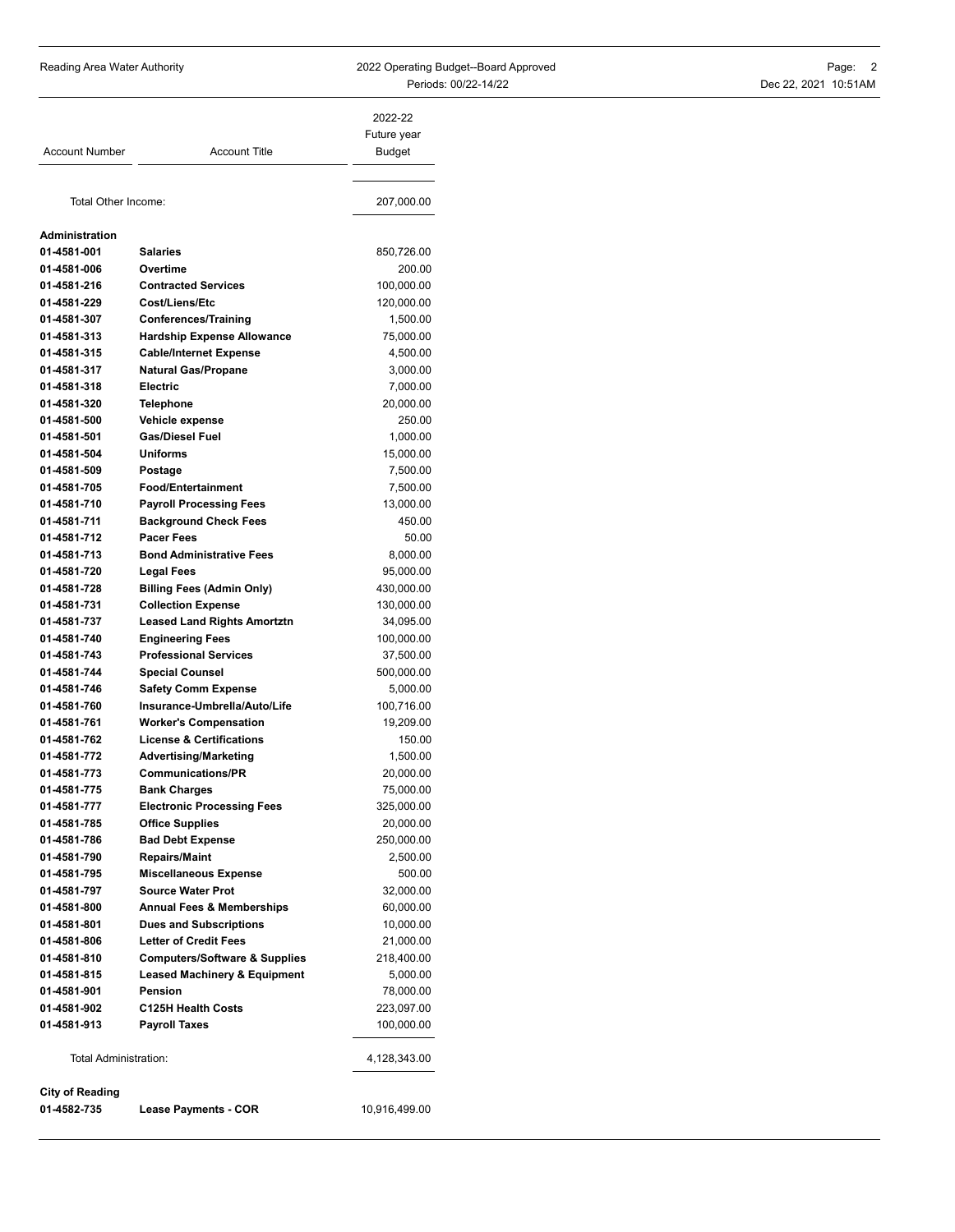| Account Number | Account Title | 2022-22 Future year Budget |
|---|---|---|
| Total Other Income: | | 207,000.00 |
| **Administration** | | |
| **01-4581-001** | **Salaries** | 850,726.00 |
| **01-4581-006** | **Overtime** | 200.00 |
| **01-4581-216** | **Contracted Services** | 100,000.00 |
| **01-4581-229** | **Cost/Liens/Etc** | 120,000.00 |
| **01-4581-307** | **Conferences/Training** | 1,500.00 |
| **01-4581-313** | **Hardship Expense Allowance** | 75,000.00 |
| **01-4581-315** | **Cable/Internet Expense** | 4,500.00 |
| **01-4581-317** | **Natural Gas/Propane** | 3,000.00 |
| **01-4581-318** | **Electric** | 7,000.00 |
| **01-4581-320** | **Telephone** | 20,000.00 |
| **01-4581-500** | **Vehicle expense** | 250.00 |
| **01-4581-501** | **Gas/Diesel Fuel** | 1,000.00 |
| **01-4581-504** | **Uniforms** | 15,000.00 |
| **01-4581-509** | **Postage** | 7,500.00 |
| **01-4581-705** | **Food/Entertainment** | 7,500.00 |
| **01-4581-710** | **Payroll Processing Fees** | 13,000.00 |
| **01-4581-711** | **Background Check Fees** | 450.00 |
| **01-4581-712** | **Pacer Fees** | 50.00 |
| **01-4581-713** | **Bond Administrative Fees** | 8,000.00 |
| **01-4581-720** | **Legal Fees** | 95,000.00 |
| **01-4581-728** | **Billing Fees (Admin Only)** | 430,000.00 |
| **01-4581-731** | **Collection Expense** | 130,000.00 |
| **01-4581-737** | **Leased Land Rights Amortztn** | 34,095.00 |
| **01-4581-740** | **Engineering Fees** | 100,000.00 |
| **01-4581-743** | **Professional Services** | 37,500.00 |
| **01-4581-744** | **Special Counsel** | 500,000.00 |
| **01-4581-746** | **Safety Comm Expense** | 5,000.00 |
| **01-4581-760** | **Insurance-Umbrella/Auto/Life** | 100,716.00 |
| **01-4581-761** | **Worker's Compensation** | 19,209.00 |
| **01-4581-762** | **License & Certifications** | 150.00 |
| **01-4581-772** | **Advertising/Marketing** | 1,500.00 |
| **01-4581-773** | **Communications/PR** | 20,000.00 |
| **01-4581-775** | **Bank Charges** | 75,000.00 |
| **01-4581-777** | **Electronic Processing Fees** | 325,000.00 |
| **01-4581-785** | **Office Supplies** | 20,000.00 |
| **01-4581-786** | **Bad Debt Expense** | 250,000.00 |
| **01-4581-790** | **Repairs/Maint** | 2,500.00 |
| **01-4581-795** | **Miscellaneous Expense** | 500.00 |
| **01-4581-797** | **Source Water Prot** | 32,000.00 |
| **01-4581-800** | **Annual Fees & Memberships** | 60,000.00 |
| **01-4581-801** | **Dues and Subscriptions** | 10,000.00 |
| **01-4581-806** | **Letter of Credit Fees** | 21,000.00 |
| **01-4581-810** | **Computers/Software & Supplies** | 218,400.00 |
| **01-4581-815** | **Leased Machinery & Equipment** | 5,000.00 |
| **01-4581-901** | **Pension** | 78,000.00 |
| **01-4581-902** | **C125H Health Costs** | 223,097.00 |
| **01-4581-913** | **Payroll Taxes** | 100,000.00 |
| Total Administration: | | 4,128,343.00 |
| **City of Reading** | | |
| **01-4582-735** | **Lease Payments - COR** | 10,916,499.00 |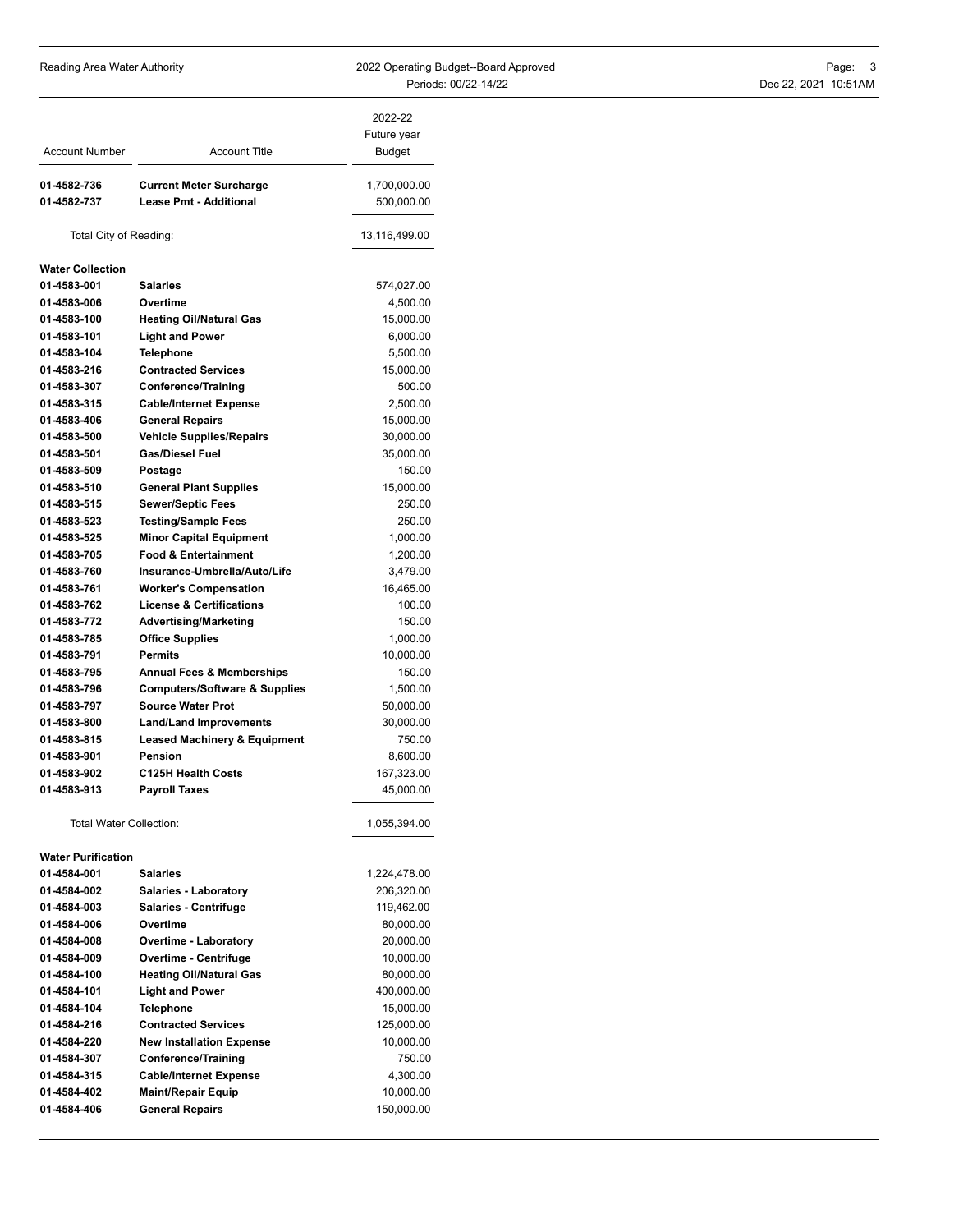| Account Number | Account Title | 2022-22 Future year Budget |
|---|---|---|
| 01-4582-736 | **Current Meter Surcharge** | 1,700,000.00 |
| 01-4582-737 | **Lease Pmt - Additional** | 500,000.00 |
| Total City of Reading: | | 13,116,499.00 |
| **Water Collection** | | |
| 01-4583-001 | **Salaries** | 574,027.00 |
| 01-4583-006 | **Overtime** | 4,500.00 |
| 01-4583-100 | **Heating Oil/Natural Gas** | 15,000.00 |
| 01-4583-101 | **Light and Power** | 6,000.00 |
| 01-4583-104 | **Telephone** | 5,500.00 |
| 01-4583-216 | **Contracted Services** | 15,000.00 |
| 01-4583-307 | **Conference/Training** | 500.00 |
| 01-4583-315 | **Cable/Internet Expense** | 2,500.00 |
| 01-4583-406 | **General Repairs** | 15,000.00 |
| 01-4583-500 | **Vehicle Supplies/Repairs** | 30,000.00 |
| 01-4583-501 | **Gas/Diesel Fuel** | 35,000.00 |
| 01-4583-509 | **Postage** | 150.00 |
| 01-4583-510 | **General Plant Supplies** | 15,000.00 |
| 01-4583-515 | **Sewer/Septic Fees** | 250.00 |
| 01-4583-523 | **Testing/Sample Fees** | 250.00 |
| 01-4583-525 | **Minor Capital Equipment** | 1,000.00 |
| 01-4583-705 | **Food & Entertainment** | 1,200.00 |
| 01-4583-760 | **Insurance-Umbrella/Auto/Life** | 3,479.00 |
| 01-4583-761 | **Worker's Compensation** | 16,465.00 |
| 01-4583-762 | **License & Certifications** | 100.00 |
| 01-4583-772 | **Advertising/Marketing** | 150.00 |
| 01-4583-785 | **Office Supplies** | 1,000.00 |
| 01-4583-791 | **Permits** | 10,000.00 |
| 01-4583-795 | **Annual Fees & Memberships** | 150.00 |
| 01-4583-796 | **Computers/Software & Supplies** | 1,500.00 |
| 01-4583-797 | **Source Water Prot** | 50,000.00 |
| 01-4583-800 | **Land/Land Improvements** | 30,000.00 |
| 01-4583-815 | **Leased Machinery & Equipment** | 750.00 |
| 01-4583-901 | **Pension** | 8,600.00 |
| 01-4583-902 | **C125H Health Costs** | 167,323.00 |
| 01-4583-913 | **Payroll Taxes** | 45,000.00 |
| Total Water Collection: | | 1,055,394.00 |
| **Water Purification** | | |
| 01-4584-001 | **Salaries** | 1,224,478.00 |
| 01-4584-002 | **Salaries - Laboratory** | 206,320.00 |
| 01-4584-003 | **Salaries - Centrifuge** | 119,462.00 |
| 01-4584-006 | **Overtime** | 80,000.00 |
| 01-4584-008 | **Overtime - Laboratory** | 20,000.00 |
| 01-4584-009 | **Overtime - Centrifuge** | 10,000.00 |
| 01-4584-100 | **Heating Oil/Natural Gas** | 80,000.00 |
| 01-4584-101 | **Light and Power** | 400,000.00 |
| 01-4584-104 | **Telephone** | 15,000.00 |
| 01-4584-216 | **Contracted Services** | 125,000.00 |
| 01-4584-220 | **New Installation Expense** | 10,000.00 |
| 01-4584-307 | **Conference/Training** | 750.00 |
| 01-4584-315 | **Cable/Internet Expense** | 4,300.00 |
| 01-4584-402 | **Maint/Repair Equip** | 10,000.00 |
| 01-4584-406 | **General Repairs** | 150,000.00 |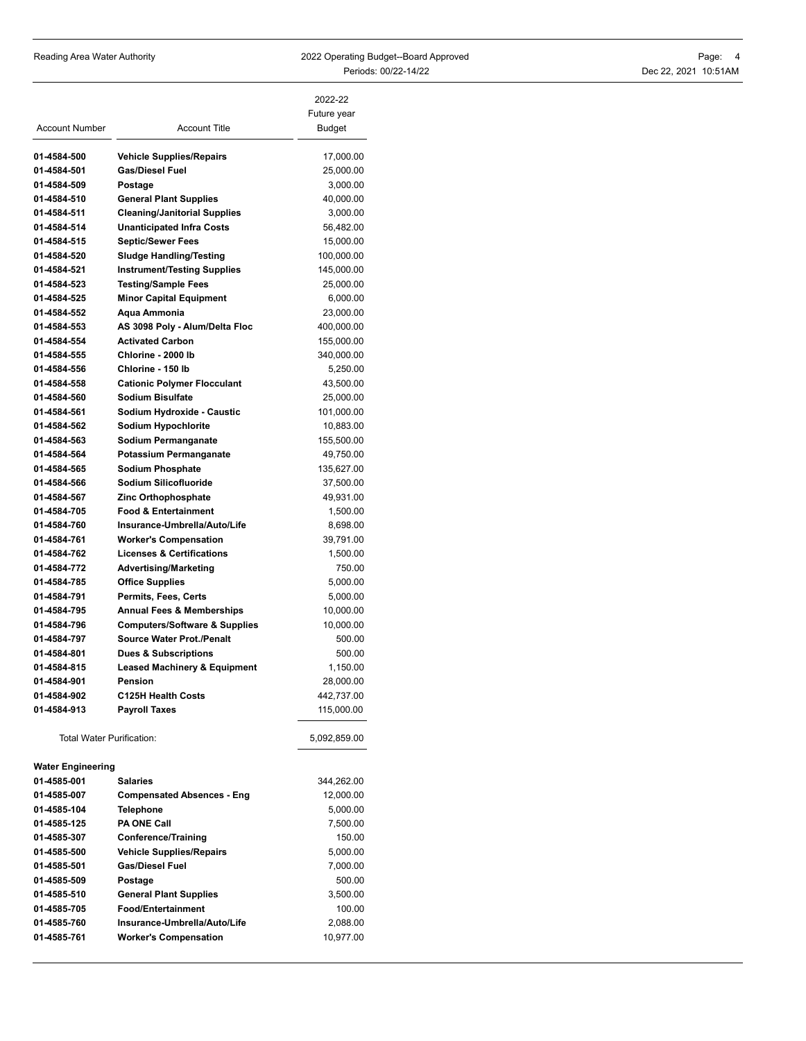| Account Number | Account Title | 2022-22 Future year Budget |
|---|---|---|
| 01-4584-500 | **Vehicle Supplies/Repairs** | 17,000.00 |
| 01-4584-501 | **Gas/Diesel Fuel** | 25,000.00 |
| 01-4584-509 | **Postage** | 3,000.00 |
| 01-4584-510 | **General Plant Supplies** | 40,000.00 |
| 01-4584-511 | **Cleaning/Janitorial Supplies** | 3,000.00 |
| 01-4584-514 | **Unanticipated Infra Costs** | 56,482.00 |
| 01-4584-515 | **Septic/Sewer Fees** | 15,000.00 |
| 01-4584-520 | **Sludge Handling/Testing** | 100,000.00 |
| 01-4584-521 | **Instrument/Testing Supplies** | 145,000.00 |
| 01-4584-523 | **Testing/Sample Fees** | 25,000.00 |
| 01-4584-525 | **Minor Capital Equipment** | 6,000.00 |
| 01-4584-552 | **Aqua Ammonia** | 23,000.00 |
| 01-4584-553 | **AS 3098 Poly - Alum/Delta Floc** | 400,000.00 |
| 01-4584-554 | **Activated Carbon** | 155,000.00 |
| 01-4584-555 | **Chlorine - 2000 lb** | 340,000.00 |
| 01-4584-556 | **Chlorine - 150 lb** | 5,250.00 |
| 01-4584-558 | **Cationic Polymer Flocculant** | 43,500.00 |
| 01-4584-560 | **Sodium Bisulfate** | 25,000.00 |
| 01-4584-561 | **Sodium Hydroxide - Caustic** | 101,000.00 |
| 01-4584-562 | **Sodium Hypochlorite** | 10,883.00 |
| 01-4584-563 | **Sodium Permanganate** | 155,500.00 |
| 01-4584-564 | **Potassium Permanganate** | 49,750.00 |
| 01-4584-565 | **Sodium Phosphate** | 135,627.00 |
| 01-4584-566 | **Sodium Silicofluoride** | 37,500.00 |
| 01-4584-567 | **Zinc Orthophosphate** | 49,931.00 |
| 01-4584-705 | **Food & Entertainment** | 1,500.00 |
| 01-4584-760 | **Insurance-Umbrella/Auto/Life** | 8,698.00 |
| 01-4584-761 | **Worker's Compensation** | 39,791.00 |
| 01-4584-762 | **Licenses & Certifications** | 1,500.00 |
| 01-4584-772 | **Advertising/Marketing** | 750.00 |
| 01-4584-785 | **Office Supplies** | 5,000.00 |
| 01-4584-791 | **Permits, Fees, Certs** | 5,000.00 |
| 01-4584-795 | **Annual Fees & Memberships** | 10,000.00 |
| 01-4584-796 | **Computers/Software & Supplies** | 10,000.00 |
| 01-4584-797 | **Source Water Prot./Penalt** | 500.00 |
| 01-4584-801 | **Dues & Subscriptions** | 500.00 |
| 01-4584-815 | **Leased Machinery & Equipment** | 1,150.00 |
| 01-4584-901 | **Pension** | 28,000.00 |
| 01-4584-902 | **C125H Health Costs** | 442,737.00 |
| 01-4584-913 | **Payroll Taxes** | 115,000.00 |
| Total Water Purification: | | 5,092,859.00 |
| **Water Engineering** | | |
| 01-4585-001 | **Salaries** | 344,262.00 |
| 01-4585-007 | **Compensated Absences - Eng** | 12,000.00 |
| 01-4585-104 | **Telephone** | 5,000.00 |
| 01-4585-125 | **PA ONE Call** | 7,500.00 |
| 01-4585-307 | **Conference/Training** | 150.00 |
| 01-4585-500 | **Vehicle Supplies/Repairs** | 5,000.00 |
| 01-4585-501 | **Gas/Diesel Fuel** | 7,000.00 |
| 01-4585-509 | **Postage** | 500.00 |
| 01-4585-510 | **General Plant Supplies** | 3,500.00 |
| 01-4585-705 | **Food/Entertainment** | 100.00 |
| 01-4585-760 | **Insurance-Umbrella/Auto/Life** | 2,088.00 |
| 01-4585-761 | **Worker's Compensation** | 10,977.00 |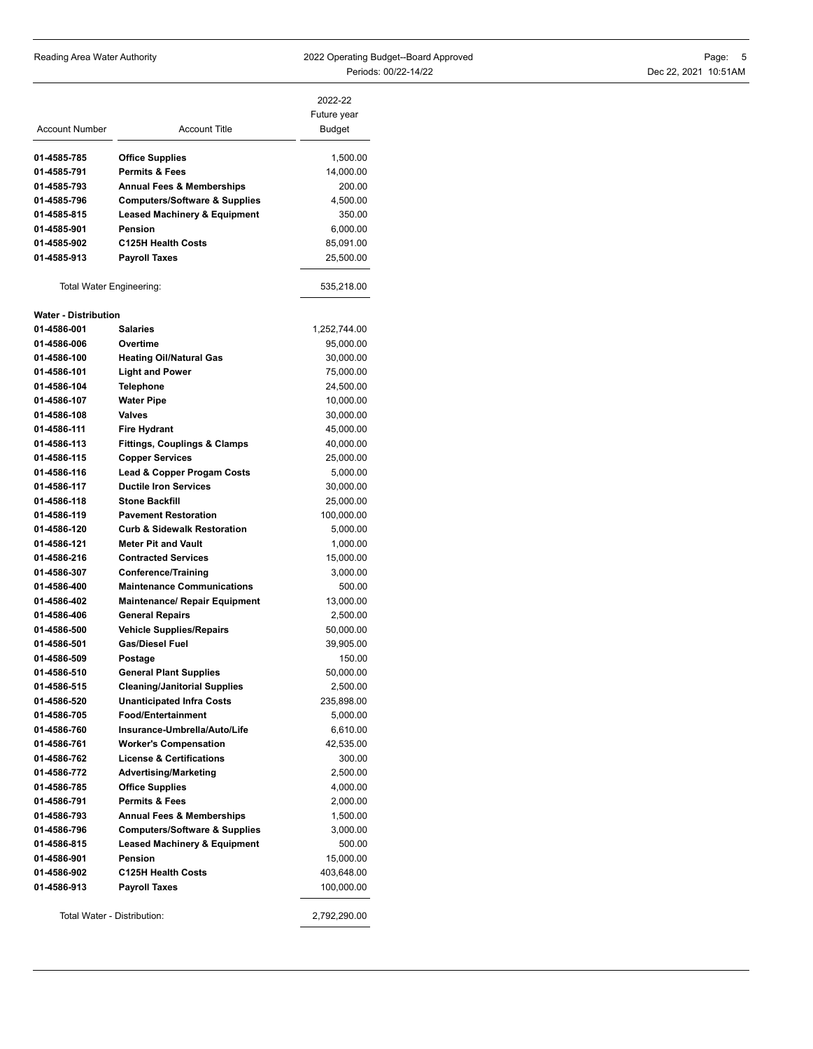| Account Number | Account Title | 2022-22 Future year Budget |
|---|---|---|
| **01-4585-785** | **Office Supplies** | 1,500.00 |
| **01-4585-791** | **Permits & Fees** | 14,000.00 |
| **01-4585-793** | **Annual Fees & Memberships** | 200.00 |
| **01-4585-796** | **Computers/Software & Supplies** | 4,500.00 |
| **01-4585-815** | **Leased Machinery & Equipment** | 350.00 |
| **01-4585-901** | **Pension** | 6,000.00 |
| **01-4585-902** | **C125H Health Costs** | 85,091.00 |
| **01-4585-913** | **Payroll Taxes** | 25,500.00 |
| Total Water Engineering: | | 535,218.00 |
| **Water - Distribution** | | |
| **01-4586-001** | **Salaries** | 1,252,744.00 |
| **01-4586-006** | **Overtime** | 95,000.00 |
| **01-4586-100** | **Heating Oil/Natural Gas** | 30,000.00 |
| **01-4586-101** | **Light and Power** | 75,000.00 |
| **01-4586-104** | **Telephone** | 24,500.00 |
| **01-4586-107** | **Water Pipe** | 10,000.00 |
| **01-4586-108** | **Valves** | 30,000.00 |
| **01-4586-111** | **Fire Hydrant** | 45,000.00 |
| **01-4586-113** | **Fittings, Couplings & Clamps** | 40,000.00 |
| **01-4586-115** | **Copper Services** | 25,000.00 |
| **01-4586-116** | **Lead & Copper Progam Costs** | 5,000.00 |
| **01-4586-117** | **Ductile Iron Services** | 30,000.00 |
| **01-4586-118** | **Stone Backfill** | 25,000.00 |
| **01-4586-119** | **Pavement Restoration** | 100,000.00 |
| **01-4586-120** | **Curb & Sidewalk Restoration** | 5,000.00 |
| **01-4586-121** | **Meter Pit and Vault** | 1,000.00 |
| **01-4586-216** | **Contracted Services** | 15,000.00 |
| **01-4586-307** | **Conference/Training** | 3,000.00 |
| **01-4586-400** | **Maintenance Communications** | 500.00 |
| **01-4586-402** | **Maintenance/ Repair Equipment** | 13,000.00 |
| **01-4586-406** | **General Repairs** | 2,500.00 |
| **01-4586-500** | **Vehicle Supplies/Repairs** | 50,000.00 |
| **01-4586-501** | **Gas/Diesel Fuel** | 39,905.00 |
| **01-4586-509** | **Postage** | 150.00 |
| **01-4586-510** | **General Plant Supplies** | 50,000.00 |
| **01-4586-515** | **Cleaning/Janitorial Supplies** | 2,500.00 |
| **01-4586-520** | **Unanticipated Infra Costs** | 235,898.00 |
| **01-4586-705** | **Food/Entertainment** | 5,000.00 |
| **01-4586-760** | **Insurance-Umbrella/Auto/Life** | 6,610.00 |
| **01-4586-761** | **Worker's Compensation** | 42,535.00 |
| **01-4586-762** | **License & Certifications** | 300.00 |
| **01-4586-772** | **Advertising/Marketing** | 2,500.00 |
| **01-4586-785** | **Office Supplies** | 4,000.00 |
| **01-4586-791** | **Permits & Fees** | 2,000.00 |
| **01-4586-793** | **Annual Fees & Memberships** | 1,500.00 |
| **01-4586-796** | **Computers/Software & Supplies** | 3,000.00 |
| **01-4586-815** | **Leased Machinery & Equipment** | 500.00 |
| **01-4586-901** | **Pension** | 15,000.00 |
| **01-4586-902** | **C125H Health Costs** | 403,648.00 |
| **01-4586-913** | **Payroll Taxes** | 100,000.00 |
| Total Water - Distribution: | | 2,792,290.00 |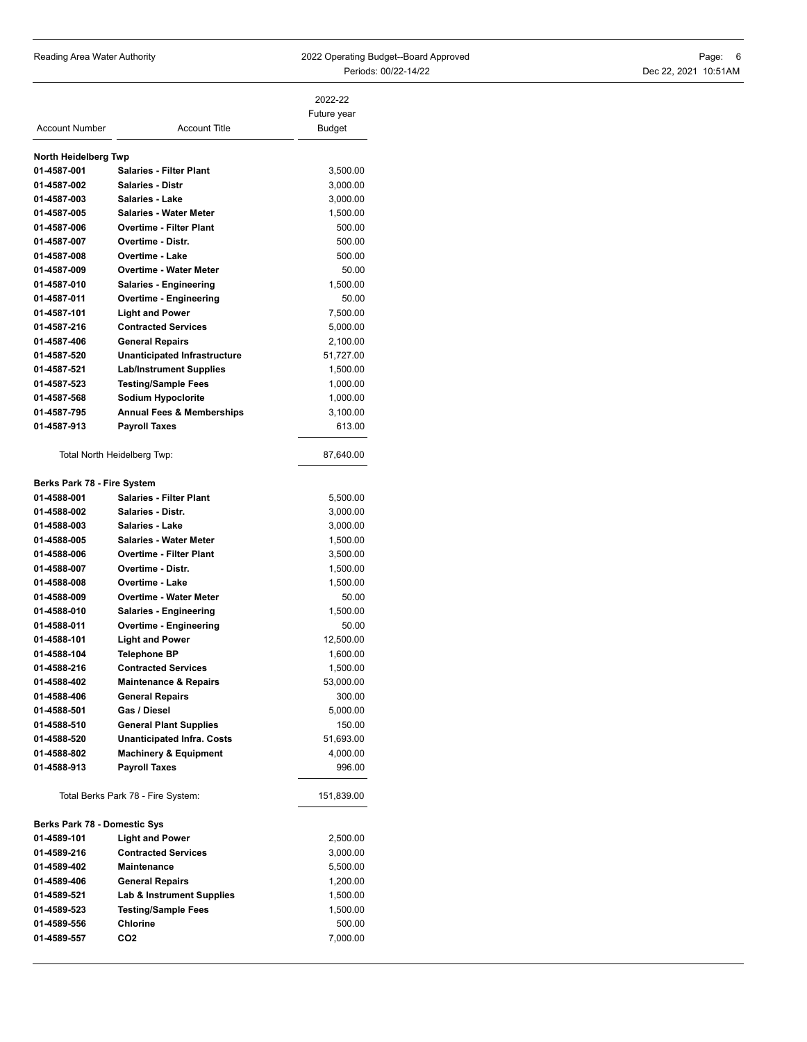| Account Number | Account Title | 2022-22 Future year Budget |
|---|---|---|
| **North Heidelberg Twp** | | |
| **01-4587-001** | **Salaries - Filter Plant** | 3,500.00 |
| **01-4587-002** | **Salaries - Distr** | 3,000.00 |
| **01-4587-003** | **Salaries - Lake** | 3,000.00 |
| **01-4587-005** | **Salaries - Water Meter** | 1,500.00 |
| **01-4587-006** | **Overtime - Filter Plant** | 500.00 |
| **01-4587-007** | **Overtime - Distr.** | 500.00 |
| **01-4587-008** | **Overtime - Lake** | 500.00 |
| **01-4587-009** | **Overtime - Water Meter** | 50.00 |
| **01-4587-010** | **Salaries - Engineering** | 1,500.00 |
| **01-4587-011** | **Overtime - Engineering** | 50.00 |
| **01-4587-101** | **Light and Power** | 7,500.00 |
| **01-4587-216** | **Contracted Services** | 5,000.00 |
| **01-4587-406** | **General Repairs** | 2,100.00 |
| **01-4587-520** | **Unanticipated Infrastructure** | 51,727.00 |
| **01-4587-521** | **Lab/Instrument Supplies** | 1,500.00 |
| **01-4587-523** | **Testing/Sample Fees** | 1,000.00 |
| **01-4587-568** | **Sodium Hypoclorite** | 1,000.00 |
| **01-4587-795** | **Annual Fees & Memberships** | 3,100.00 |
| **01-4587-913** | **Payroll Taxes** | 613.00 |
| Total North Heidelberg Twp: | | 87,640.00 |
| **Berks Park 78 - Fire System** | | |
| **01-4588-001** | **Salaries - Filter Plant** | 5,500.00 |
| **01-4588-002** | **Salaries - Distr.** | 3,000.00 |
| **01-4588-003** | **Salaries - Lake** | 3,000.00 |
| **01-4588-005** | **Salaries - Water Meter** | 1,500.00 |
| **01-4588-006** | **Overtime - Filter Plant** | 3,500.00 |
| **01-4588-007** | **Overtime - Distr.** | 1,500.00 |
| **01-4588-008** | **Overtime - Lake** | 1,500.00 |
| **01-4588-009** | **Overtime - Water Meter** | 50.00 |
| **01-4588-010** | **Salaries - Engineering** | 1,500.00 |
| **01-4588-011** | **Overtime - Engineering** | 50.00 |
| **01-4588-101** | **Light and Power** | 12,500.00 |
| **01-4588-104** | **Telephone BP** | 1,600.00 |
| **01-4588-216** | **Contracted Services** | 1,500.00 |
| **01-4588-402** | **Maintenance & Repairs** | 53,000.00 |
| **01-4588-406** | **General Repairs** | 300.00 |
| **01-4588-501** | **Gas / Diesel** | 5,000.00 |
| **01-4588-510** | **General Plant Supplies** | 150.00 |
| **01-4588-520** | **Unanticipated Infra. Costs** | 51,693.00 |
| **01-4588-802** | **Machinery & Equipment** | 4,000.00 |
| **01-4588-913** | **Payroll Taxes** | 996.00 |
| Total Berks Park 78 - Fire System: | | 151,839.00 |
| **Berks Park 78 - Domestic Sys** | | |
| **01-4589-101** | **Light and Power** | 2,500.00 |
| **01-4589-216** | **Contracted Services** | 3,000.00 |
| **01-4589-402** | **Maintenance** | 5,500.00 |
| **01-4589-406** | **General Repairs** | 1,200.00 |
| **01-4589-521** | **Lab & Instrument Supplies** | 1,500.00 |
| **01-4589-523** | **Testing/Sample Fees** | 1,500.00 |
| **01-4589-556** | **Chlorine** | 500.00 |
| **01-4589-557** | **CO2** | 7,000.00 |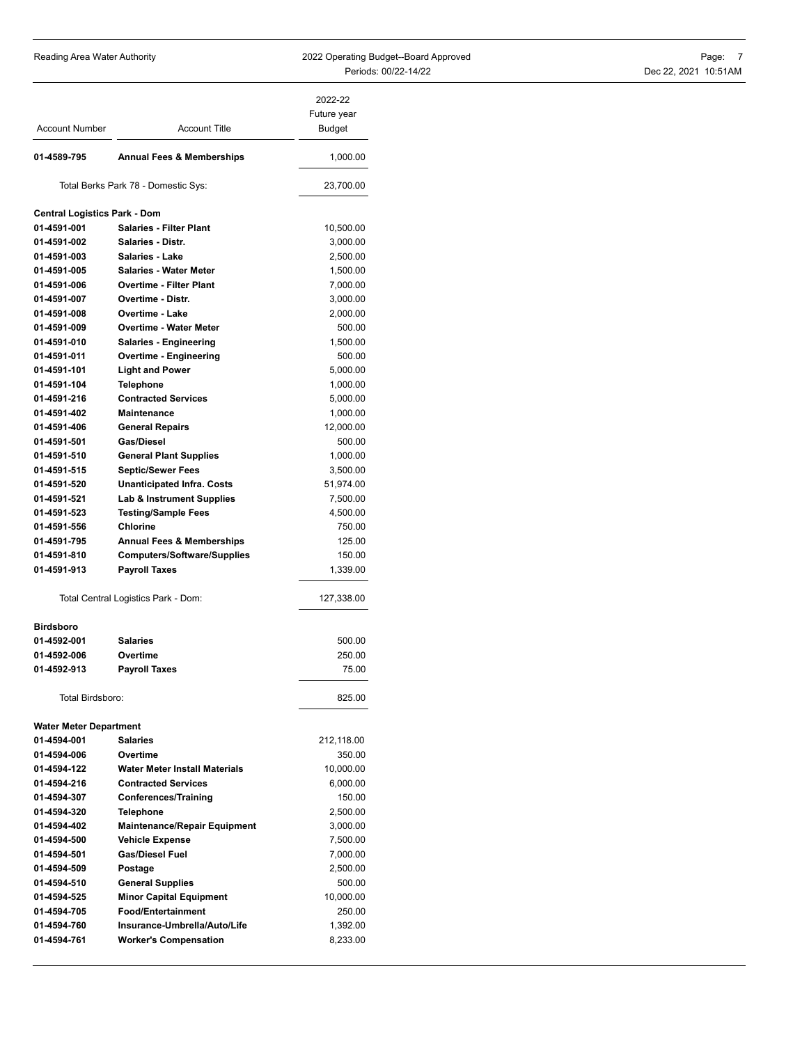| Account Number | Account Title | 2022-22 Future year Budget |
|---|---|---|
| **01-4589-795** | **Annual Fees & Memberships** | 1,000.00 |
| | Total Berks Park 78 - Domestic Sys: | 23,700.00 |
| **Central Logistics Park - Dom** | | |
| **01-4591-001** | **Salaries - Filter Plant** | 10,500.00 |
| **01-4591-002** | **Salaries - Distr.** | 3,000.00 |
| **01-4591-003** | **Salaries - Lake** | 2,500.00 |
| **01-4591-005** | **Salaries - Water Meter** | 1,500.00 |
| **01-4591-006** | **Overtime - Filter Plant** | 7,000.00 |
| **01-4591-007** | **Overtime - Distr.** | 3,000.00 |
| **01-4591-008** | **Overtime - Lake** | 2,000.00 |
| **01-4591-009** | **Overtime - Water Meter** | 500.00 |
| **01-4591-010** | **Salaries - Engineering** | 1,500.00 |
| **01-4591-011** | **Overtime - Engineering** | 500.00 |
| **01-4591-101** | **Light and Power** | 5,000.00 |
| **01-4591-104** | **Telephone** | 1,000.00 |
| **01-4591-216** | **Contracted Services** | 5,000.00 |
| **01-4591-402** | **Maintenance** | 1,000.00 |
| **01-4591-406** | **General Repairs** | 12,000.00 |
| **01-4591-501** | **Gas/Diesel** | 500.00 |
| **01-4591-510** | **General Plant Supplies** | 1,000.00 |
| **01-4591-515** | **Septic/Sewer Fees** | 3,500.00 |
| **01-4591-520** | **Unanticipated Infra. Costs** | 51,974.00 |
| **01-4591-521** | **Lab & Instrument Supplies** | 7,500.00 |
| **01-4591-523** | **Testing/Sample Fees** | 4,500.00 |
| **01-4591-556** | **Chlorine** | 750.00 |
| **01-4591-795** | **Annual Fees & Memberships** | 125.00 |
| **01-4591-810** | **Computers/Software/Supplies** | 150.00 |
| **01-4591-913** | **Payroll Taxes** | 1,339.00 |
| | Total Central Logistics Park - Dom: | 127,338.00 |
| **Birdsboro** | | |
| **01-4592-001** | **Salaries** | 500.00 |
| **01-4592-006** | **Overtime** | 250.00 |
| **01-4592-913** | **Payroll Taxes** | 75.00 |
| | Total Birdsboro: | 825.00 |
| **Water Meter Department** | | |
| **01-4594-001** | **Salaries** | 212,118.00 |
| **01-4594-006** | **Overtime** | 350.00 |
| **01-4594-122** | **Water Meter Install Materials** | 10,000.00 |
| **01-4594-216** | **Contracted Services** | 6,000.00 |
| **01-4594-307** | **Conferences/Training** | 150.00 |
| **01-4594-320** | **Telephone** | 2,500.00 |
| **01-4594-402** | **Maintenance/Repair Equipment** | 3,000.00 |
| **01-4594-500** | **Vehicle Expense** | 7,500.00 |
| **01-4594-501** | **Gas/Diesel Fuel** | 7,000.00 |
| **01-4594-509** | **Postage** | 2,500.00 |
| **01-4594-510** | **General Supplies** | 500.00 |
| **01-4594-525** | **Minor Capital Equipment** | 10,000.00 |
| **01-4594-705** | **Food/Entertainment** | 250.00 |
| **01-4594-760** | **Insurance-Umbrella/Auto/Life** | 1,392.00 |
| **01-4594-761** | **Worker's Compensation** | 8,233.00 |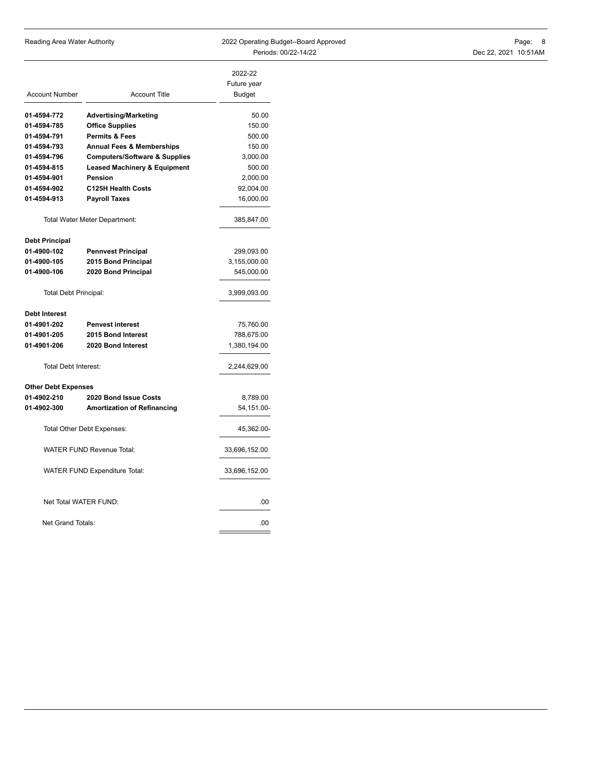| Account Number | Account Title | 2022-22 Future year Budget |
|---|---|---|
| **01-4594-772** | **Advertising/Marketing** | 50.00 |
| **01-4594-785** | **Office Supplies** | 150.00 |
| **01-4594-791** | **Permits & Fees** | 500.00 |
| **01-4594-793** | **Annual Fees & Memberships** | 150.00 |
| **01-4594-796** | **Computers/Software & Supplies** | 3,000.00 |
| **01-4594-815** | **Leased Machinery & Equipment** | 500.00 |
| **01-4594-901** | **Pension** | 2,000.00 |
| **01-4594-902** | **C125H Health Costs** | 92,004.00 |
| **01-4594-913** | **Payroll Taxes** | 16,000.00 |
| | Total Water Meter Department: | 385,847.00 |
| **Debt Principal** | | |
| **01-4900-102** | **Pennvest Principal** | 299,093.00 |
| **01-4900-105** | **2015 Bond Principal** | 3,155,000.00 |
| **01-4900-106** | **2020 Bond Principal** | 545,000.00 |
| | Total Debt Principal: | 3,999,093.00 |
| **Debt Interest** | | |
| **01-4901-202** | **Penvest interest** | 75,760.00 |
| **01-4901-205** | **2015 Bond Interest** | 788,675.00 |
| **01-4901-206** | **2020 Bond Interest** | 1,380,194.00 |
| | Total Debt Interest: | 2,244,629.00 |
| **Other Debt Expenses** | | |
| **01-4902-210** | **2020 Bond Issue Costs** | 8,789.00 |
| **01-4902-300** | **Amortization of Refinancing** | 54,151.00- |
| | Total Other Debt Expenses: | 45,362.00- |
| | WATER FUND Revenue Total: | 33,696,152.00 |
| | WATER FUND Expenditure Total: | 33,696,152.00 |
| | Net Total WATER FUND: | .00 |
| | Net Grand Totals: | .00 |